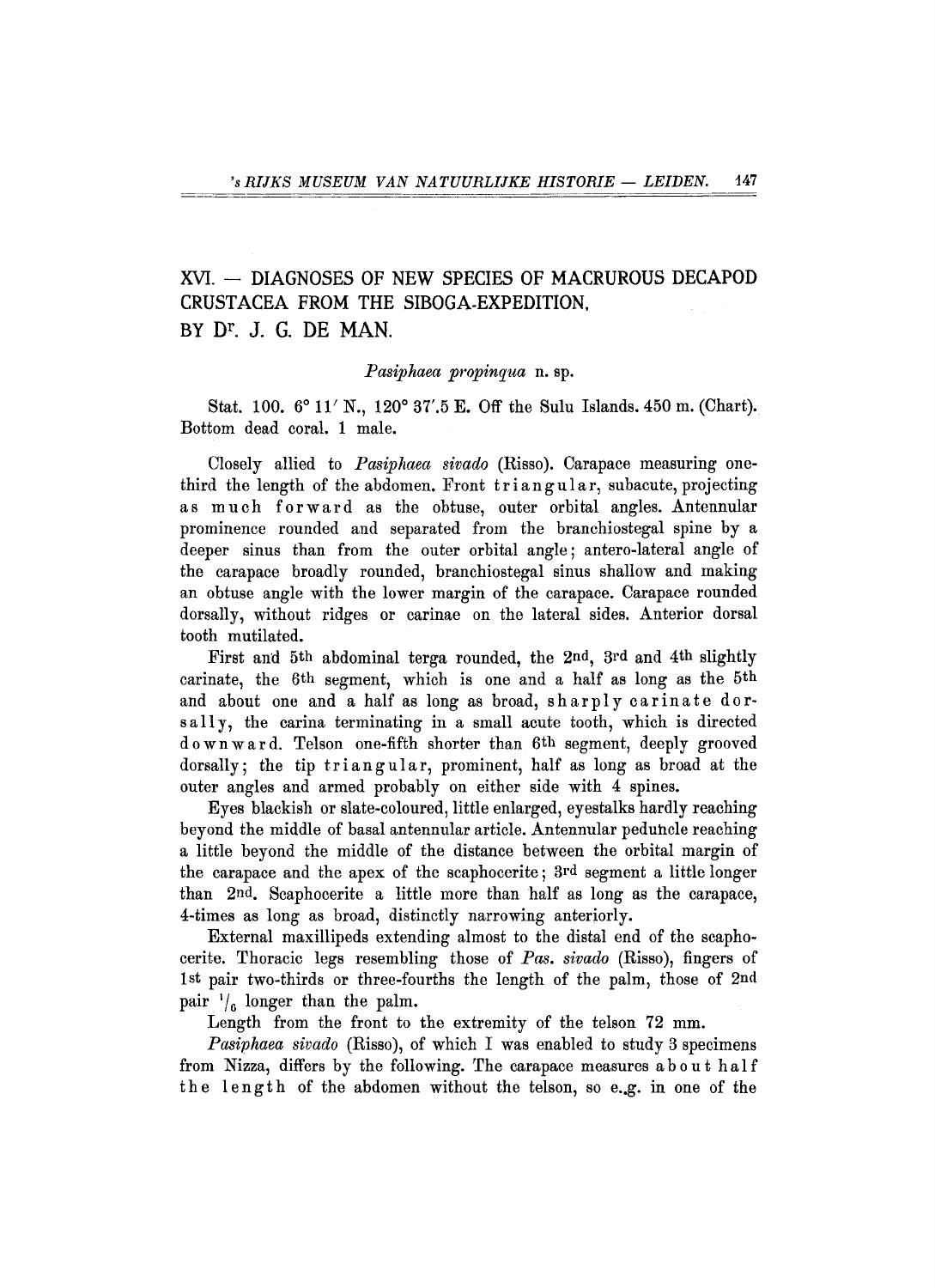# XVI. — DIAGNOSES OF NEW SPECIES OF MACRUROUS DECAPOD CRUSTACEA FROM THE SIBOGA-EXPEDITION,
## BY Dr. J. G. DE MAN.

### *Pasiphaea propinqua* n. sp.

Stat. 100. 6° 11′ N., 120° 37′.5 E. Off the Sulu Islands. 450 m. (Chart). Bottom dead coral. 1 male.

Closely allied to *Pasiphaea sivado* (Risso). Carapace measuring one-third the length of the abdomen. Front triangular, subacute, projecting as much forward as the obtuse, outer orbital angles. Antennular prominence rounded and separated from the branchiostegal spine by a deeper sinus than from the outer orbital angle; antero-lateral angle of the carapace broadly rounded, branchiostegal sinus shallow and making an obtuse angle with the lower margin of the carapace. Carapace rounded dorsally, without ridges or carinae on the lateral sides. Anterior dorsal tooth mutilated.

First and 5th abdominal terga rounded, the 2nd, 3rd and 4th slightly carinate, the 6th segment, which is one and a half as long as the 5th and about one and a half as long as broad, sharply carinate dorsally, the carina terminating in a small acute tooth, which is directed downward. Telson one-fifth shorter than 6th segment, deeply grooved dorsally; the tip triangular, prominent, half as long as broad at the outer angles and armed probably on either side with 4 spines.

Eyes blackish or slate-coloured, little enlarged, eyestalks hardly reaching beyond the middle of basal antennular article. Antennular peduncle reaching a little beyond the middle of the distance between the orbital margin of the carapace and the apex of the scaphocerite; 3rd segment a little longer than 2nd. Scaphocerite a little more than half as long as the carapace, 4-times as long as broad, distinctly narrowing anteriorly.

External maxillipeds extending almost to the distal end of the scaphocerite. Thoracic legs resembling those of *Pas. sivado* (Risso), fingers of 1st pair two-thirds or three-fourths the length of the palm, those of 2nd pair $^1/_6$ longer than the palm.

Length from the front to the extremity of the telson 72 mm.

*Pasiphaea sivado* (Risso), of which I was enabled to study 3 specimens from Nizza, differs by the following. The carapace measures about half the length of the abdomen without the telson, so e.g. in one of the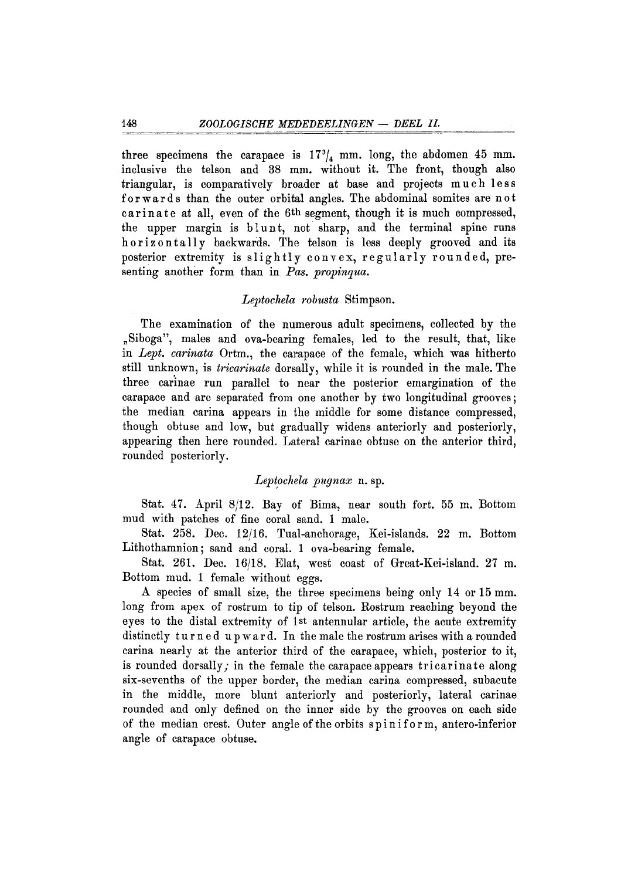three specimens the carapace is $17^3/_4$ mm. long, the abdomen 45 mm. inclusive the telson and 38 mm. without it. The front, though also triangular, is comparatively broader at base and projects much less forwards than the outer orbital angles. The abdominal somites are not carinate at all, even of the 6th segment, though it is much compressed, the upper margin is blunt, not sharp, and the terminal spine runs horizontally backwards. The telson is less deeply grooved and its posterior extremity is slightly convex, regularly rounded, presenting another form than in *Pas. propinqua.*

### *Leptochela robusta* Stimpson.

The examination of the numerous adult specimens, collected by the „Siboga", males and ova-bearing females, led to the result, that, like in *Lept. carinata* Ortm., the carapace of the female, which was hitherto still unknown, is *tricarinate* dorsally, while it is rounded in the male. The three carinae run parallel to near the posterior emargination of the carapace and are separated from one another by two longitudinal grooves; the median carina appears in the middle for some distance compressed, though obtuse and low, but gradually widens anteriorly and posteriorly, appearing then here rounded. Lateral carinae obtuse on the anterior third, rounded posteriorly.

### *Leptochela pugnax* n. sp.

Stat. 47. April 8/12. Bay of Bima, near south fort. 55 m. Bottom mud with patches of fine coral sand. 1 male.

Stat. 258. Dec. 12/16. Tual-anchorage, Kei-islands. 22 m. Bottom Lithothamnion; sand and coral. 1 ova-bearing female.

Stat. 261. Dec. 16/18. Elat, west coast of Great-Kei-island. 27 m. Bottom mud. 1 female without eggs.

A species of small size, the three specimens being only 14 or 15 mm. long from apex of rostrum to tip of telson. Rostrum reaching beyond the eyes to the distal extremity of 1st antennular article, the acute extremity distinctly turned upward. In the male the rostrum arises with a rounded carina nearly at the anterior third of the carapace, which, posterior to it, is rounded dorsally; in the female the carapace appears tricarinate along six-sevenths of the upper border, the median carina compressed, subacute in the middle, more blunt anteriorly and posteriorly, lateral carinae rounded and only defined on the inner side by the grooves on each side of the median crest. Outer angle of the orbits spiniform, antero-inferior angle of carapace obtuse.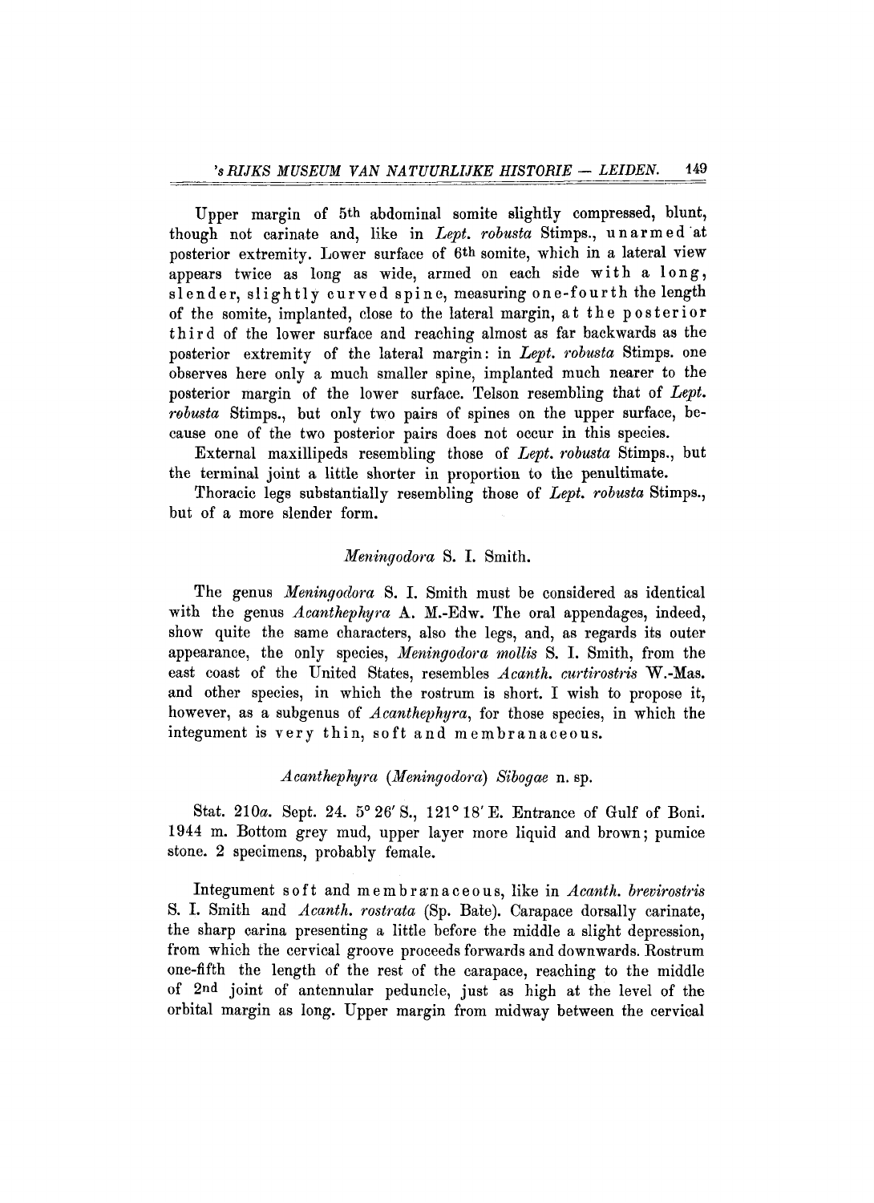Upper margin of 5th abdominal somite slightly compressed, blunt, though not carinate and, like in *Lept. robusta* Stimps., unarmed at posterior extremity. Lower surface of 6th somite, which in a lateral view appears twice as long as wide, armed on each side with a long, slender, slightly curved spine, measuring one-fourth the length of the somite, implanted, close to the lateral margin, at the posterior third of the lower surface and reaching almost as far backwards as the posterior extremity of the lateral margin: in *Lept. robusta* Stimps. one observes here only a much smaller spine, implanted much nearer to the posterior margin of the lower surface. Telson resembling that of *Lept. robusta* Stimps., but only two pairs of spines on the upper surface, because one of the two posterior pairs does not occur in this species.

External maxillipeds resembling those of *Lept. robusta* Stimps., but the terminal joint a little shorter in proportion to the penultimate.

Thoracic legs substantially resembling those of *Lept. robusta* Stimps., but of a more slender form.

### *Meningodora* S. I. Smith.

The genus *Meningodora* S. I. Smith must be considered as identical with the genus *Acanthephyra* A. M.-Edw. The oral appendages, indeed, show quite the same characters, also the legs, and, as regards its outer appearance, the only species, *Meningodora mollis* S. I. Smith, from the east coast of the United States, resembles *Acanth. curtirostris* W.-Mas. and other species, in which the rostrum is short. I wish to propose it, however, as a subgenus of *Acanthephyra*, for those species, in which the integument is very thin, soft and membranaceous.

### *Acanthephyra* (*Meningodora*) *Sibogae* n. sp.

Stat. 210*a*. Sept. 24. 5° 26′ S., 121° 18′ E. Entrance of Gulf of Boni. 1944 m. Bottom grey mud, upper layer more liquid and brown; pumice stone. 2 specimens, probably female.

Integument soft and membranaceous, like in *Acanth. brevirostris* S. I. Smith and *Acanth. rostrata* (Sp. Bate). Carapace dorsally carinate, the sharp carina presenting a little before the middle a slight depression, from which the cervical groove proceeds forwards and downwards. Rostrum one-fifth the length of the rest of the carapace, reaching to the middle of 2nd joint of antennular peduncle, just as high at the level of the orbital margin as long. Upper margin from midway between the cervical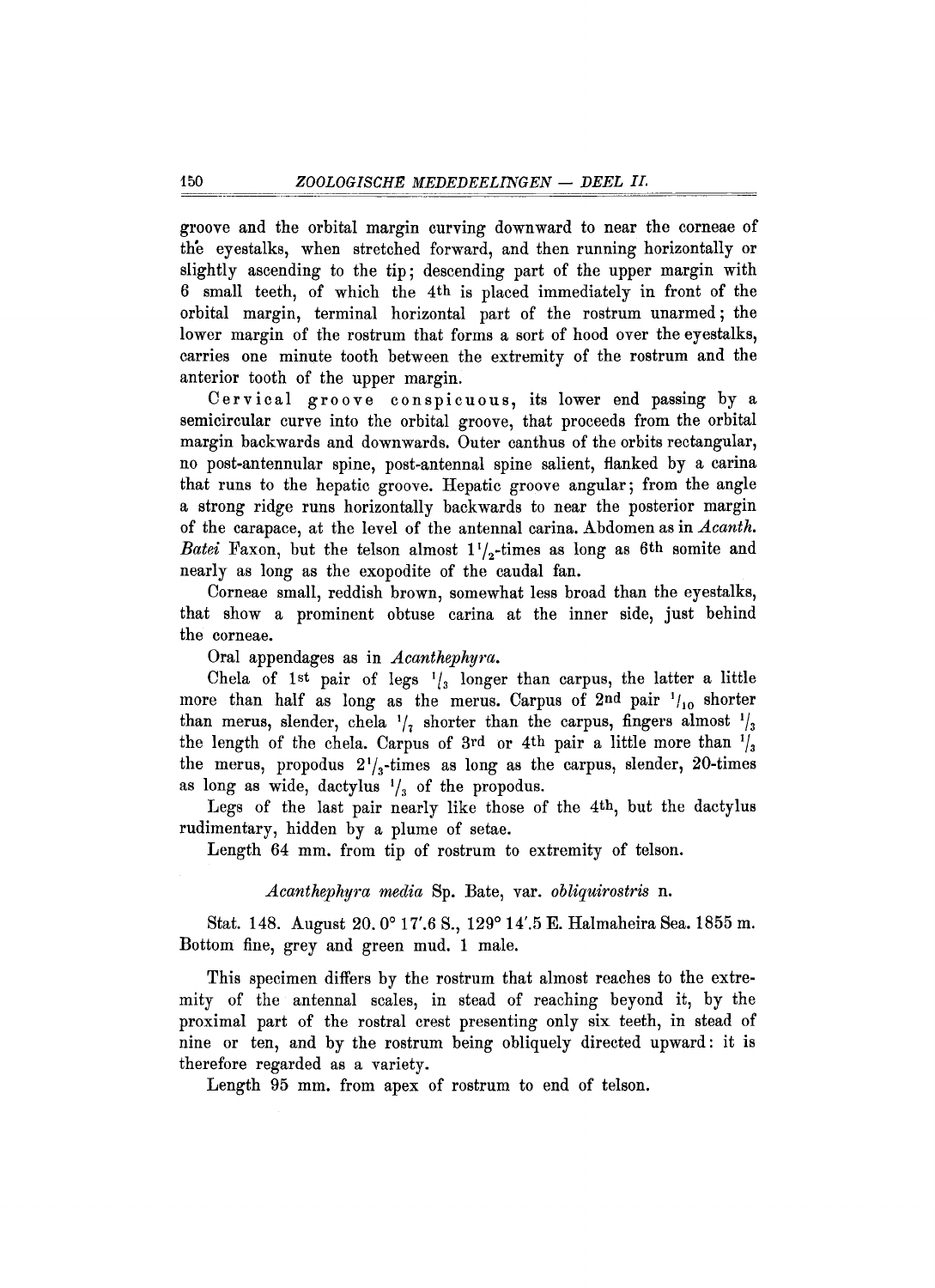groove and the orbital margin curving downward to near the corneae of the eyestalks, when stretched forward, and then running horizontally or slightly ascending to the tip; descending part of the upper margin with 6 small teeth, of which the 4th is placed immediately in front of the orbital margin, terminal horizontal part of the rostrum unarmed; the lower margin of the rostrum that forms a sort of hood over the eyestalks, carries one minute tooth between the extremity of the rostrum and the anterior tooth of the upper margin.

Cervical groove conspicuous, its lower end passing by a semicircular curve into the orbital groove, that proceeds from the orbital margin backwards and downwards. Outer canthus of the orbits rectangular, no post-antennular spine, post-antennal spine salient, flanked by a carina that runs to the hepatic groove. Hepatic groove angular; from the angle a strong ridge runs horizontally backwards to near the posterior margin of the carapace, at the level of the antennal carina. Abdomen as in *Acanth. Batei* Faxon, but the telson almost $1\frac{1}{2}$-times as long as 6th somite and nearly as long as the exopodite of the caudal fan.

Corneae small, reddish brown, somewhat less broad than the eyestalks, that show a prominent obtuse carina at the inner side, just behind the corneae.

Oral appendages as in *Acanthephyra*.

Chela of 1st pair of legs $\frac{1}{3}$ longer than carpus, the latter a little more than half as long as the merus. Carpus of 2nd pair $\frac{1}{10}$ shorter than merus, slender, chela $\frac{1}{7}$ shorter than the carpus, fingers almost $\frac{1}{3}$ the length of the chela. Carpus of 3rd or 4th pair a little more than $\frac{1}{3}$ the merus, propodus $2\frac{1}{3}$-times as long as the carpus, slender, 20-times as long as wide, dactylus $\frac{1}{3}$ of the propodus.

Legs of the last pair nearly like those of the 4th, but the dactylus rudimentary, hidden by a plume of setae.

Length 64 mm. from tip of rostrum to extremity of telson.

### *Acanthephyra media* Sp. Bate, var. *obliquirostris* n.

Stat. 148. August 20. 0° 17′.6 S., 129° 14′.5 E. Halmaheira Sea. 1855 m. Bottom fine, grey and green mud. 1 male.

This specimen differs by the rostrum that almost reaches to the extremity of the antennal scales, in stead of reaching beyond it, by the proximal part of the rostral crest presenting only six teeth, in stead of nine or ten, and by the rostrum being obliquely directed upward: it is therefore regarded as a variety.

Length 95 mm. from apex of rostrum to end of telson.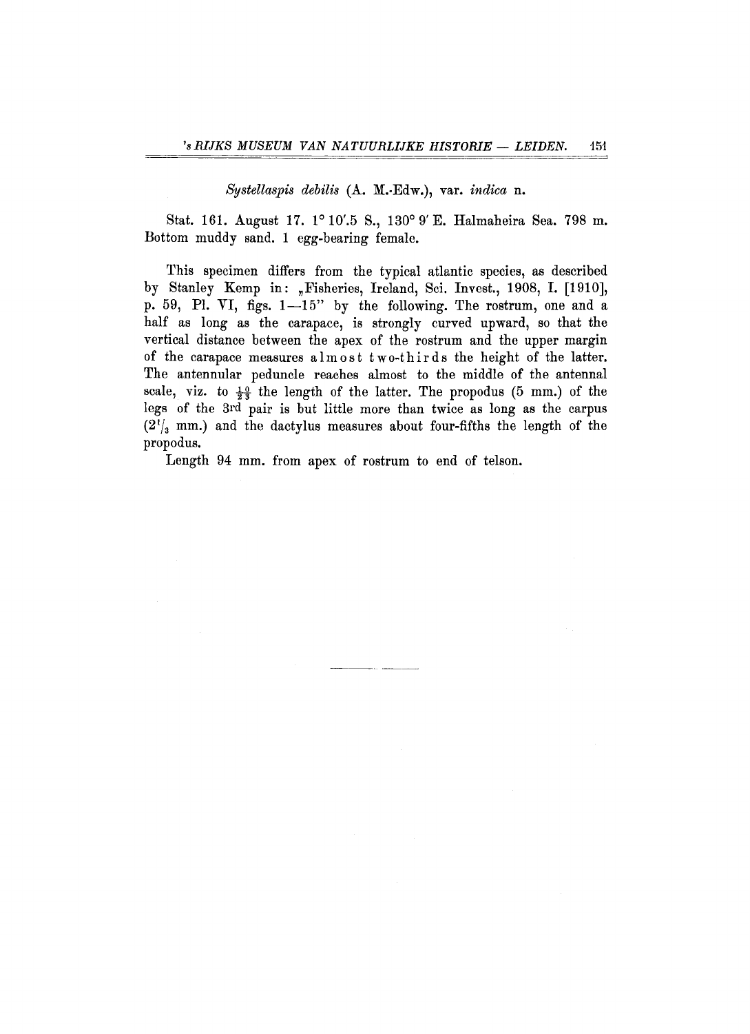*Systellaspis debilis* (A. M.-Edw.), var. *indica* n.

Stat. 161. August 17. 1° 10′.5 S., 130° 9′ E. Halmaheira Sea. 798 m. Bottom muddy sand. 1 egg-bearing female.

This specimen differs from the typical atlantic species, as described by Stanley Kemp in: „Fisheries, Ireland, Sci. Invest., 1908, I. [1910], p. 59, Pl. VI, figs. 1—15" by the following. The rostrum, one and a half as long as the carapace, is strongly curved upward, so that the vertical distance between the apex of the rostrum and the upper margin of the carapace measures almost two-thirds the height of the latter. The antennular peduncle reaches almost to the middle of the antennal scale, viz. to $\frac{10}{23}$ the length of the latter. The propodus (5 mm.) of the legs of the 3rd pair is but little more than twice as long as the carpus ($2\frac{1}{3}$ mm.) and the dactylus measures about four-fifths the length of the propodus.

Length 94 mm. from apex of rostrum to end of telson.